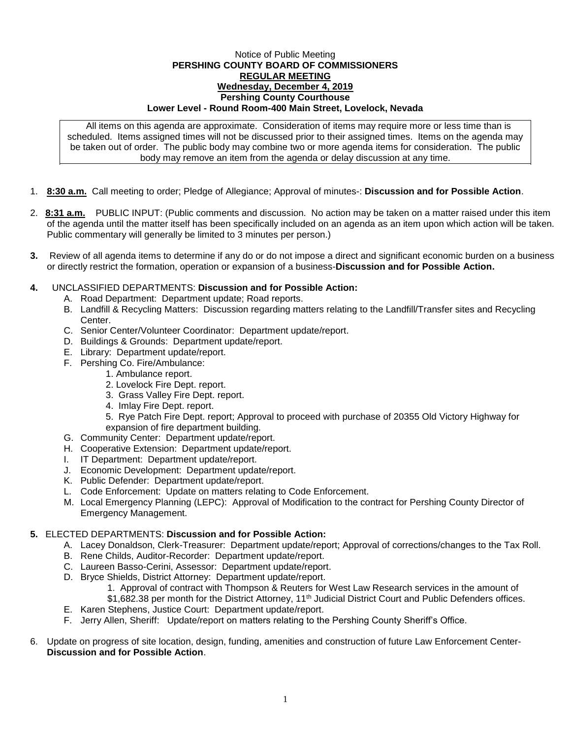Notice of Public Meeting

**PERSHING COUNTY BOARD OF COMMISSIONERS**

**REGULAR MEETING**

**Wednesday, December 4, 2019**

**Pershing County Courthouse**

**Lower Level - Round Room-400 Main Street, Lovelock, Nevada**

All items on this agenda are approximate. Consideration of items may require more or less time than is scheduled. Items assigned times will not be discussed prior to their assigned times. Items on the agenda may be taken out of order. The public body may combine two or more agenda items for consideration. The public body may remove an item from the agenda or delay discussion at any time.

1. **8:30 a.m.** Call meeting to order; Pledge of Allegiance; Approval of minutes-: **Discussion and for Possible Action**.

2. **8:31 a.m.** PUBLIC INPUT: (Public comments and discussion. No action may be taken on a matter raised under this item of the agenda until the matter itself has been specifically included on an agenda as an item upon which action will be taken. Public commentary will generally be limited to 3 minutes per person.)

3. Review of all agenda items to determine if any do or do not impose a direct and significant economic burden on a business or directly restrict the formation, operation or expansion of a business-**Discussion and for Possible Action.**

4. UNCLASSIFIED DEPARTMENTS: **Discussion and for Possible Action:**
   A. Road Department: Department update; Road reports.
   B. Landfill & Recycling Matters: Discussion regarding matters relating to the Landfill/Transfer sites and Recycling Center.
   C. Senior Center/Volunteer Coordinator: Department update/report.
   D. Buildings & Grounds: Department update/report.
   E. Library: Department update/report.
   F. Pershing Co. Fire/Ambulance:
      1. Ambulance report.
      2. Lovelock Fire Dept. report.
      3. Grass Valley Fire Dept. report.
      4. Imlay Fire Dept. report.
      5. Rye Patch Fire Dept. report; Approval to proceed with purchase of 20355 Old Victory Highway for expansion of fire department building.
   G. Community Center: Department update/report.
   H. Cooperative Extension: Department update/report.
   I. IT Department: Department update/report.
   J. Economic Development: Department update/report.
   K. Public Defender: Department update/report.
   L. Code Enforcement: Update on matters relating to Code Enforcement.
   M. Local Emergency Planning (LEPC): Approval of Modification to the contract for Pershing County Director of Emergency Management.

5. ELECTED DEPARTMENTS: **Discussion and for Possible Action:**
   A. Lacey Donaldson, Clerk-Treasurer: Department update/report; Approval of corrections/changes to the Tax Roll.
   B. Rene Childs, Auditor-Recorder: Department update/report.
   C. Laureen Basso-Cerini, Assessor: Department update/report.
   D. Bryce Shields, District Attorney: Department update/report.
      1. Approval of contract with Thompson & Reuters for West Law Research services in the amount of $1,682.38 per month for the District Attorney, 11th Judicial District Court and Public Defenders offices.
   E. Karen Stephens, Justice Court: Department update/report.
   F. Jerry Allen, Sheriff: Update/report on matters relating to the Pershing County Sheriff's Office.

6. Update on progress of site location, design, funding, amenities and construction of future Law Enforcement Center-**Discussion and for Possible Action**.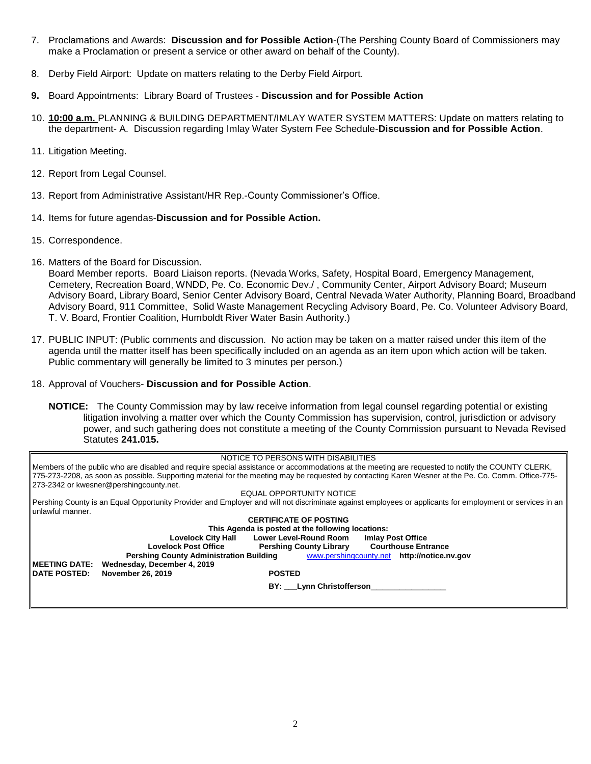7. Proclamations and Awards: **Discussion and for Possible Action**-(The Pershing County Board of Commissioners may make a Proclamation or present a service or other award on behalf of the County).

8. Derby Field Airport: Update on matters relating to the Derby Field Airport.

**9.** Board Appointments: Library Board of Trustees - **Discussion and for Possible Action**

10. **10:00 a.m.** PLANNING & BUILDING DEPARTMENT/IMLAY WATER SYSTEM MATTERS: Update on matters relating to the department- A. Discussion regarding Imlay Water System Fee Schedule-**Discussion and for Possible Action**.

11. Litigation Meeting.

12. Report from Legal Counsel.

13. Report from Administrative Assistant/HR Rep.-County Commissioner's Office.

14. Items for future agendas-**Discussion and for Possible Action.**

15. Correspondence.

16. Matters of the Board for Discussion.
    Board Member reports. Board Liaison reports. (Nevada Works, Safety, Hospital Board, Emergency Management, Cemetery, Recreation Board, WNDD, Pe. Co. Economic Dev./ , Community Center, Airport Advisory Board; Museum Advisory Board, Library Board, Senior Center Advisory Board, Central Nevada Water Authority, Planning Board, Broadband Advisory Board, 911 Committee, Solid Waste Management Recycling Advisory Board, Pe. Co. Volunteer Advisory Board, T. V. Board, Frontier Coalition, Humboldt River Water Basin Authority.)

17. PUBLIC INPUT: (Public comments and discussion. No action may be taken on a matter raised under this item of the agenda until the matter itself has been specifically included on an agenda as an item upon which action will be taken. Public commentary will generally be limited to 3 minutes per person.)

18. Approval of Vouchers- **Discussion and for Possible Action**.

**NOTICE:** The County Commission may by law receive information from legal counsel regarding potential or existing litigation involving a matter over which the County Commission has supervision, control, jurisdiction or advisory power, and such gathering does not constitute a meeting of the County Commission pursuant to Nevada Revised Statutes **241.015.**

NOTICE TO PERSONS WITH DISABILITIES

Members of the public who are disabled and require special assistance or accommodations at the meeting are requested to notify the COUNTY CLERK, 775-273-2208, as soon as possible. Supporting material for the meeting may be requested by contacting Karen Wesner at the Pe. Co. Comm. Office-775-273-2342 or kwesner@pershingcounty.net.

EQUAL OPPORTUNITY NOTICE

Pershing County is an Equal Opportunity Provider and Employer and will not discriminate against employees or applicants for employment or services in an unlawful manner.

**CERTIFICATE OF POSTING**

**This Agenda is posted at the following locations:**

**Lovelock City Hall** **Lower Level-Round Room** **Imlay Post Office**
**Lovelock Post Office** **Pershing County Library** **Courthouse Entrance**
**Pershing County Administration Building** www.pershingcounty.net **http://notice.nv.gov**

**MEETING DATE: Wednesday, December 4, 2019**
**DATE POSTED: November 26, 2019** **POSTED**

**BY: ___Lynn Christofferson_________________**